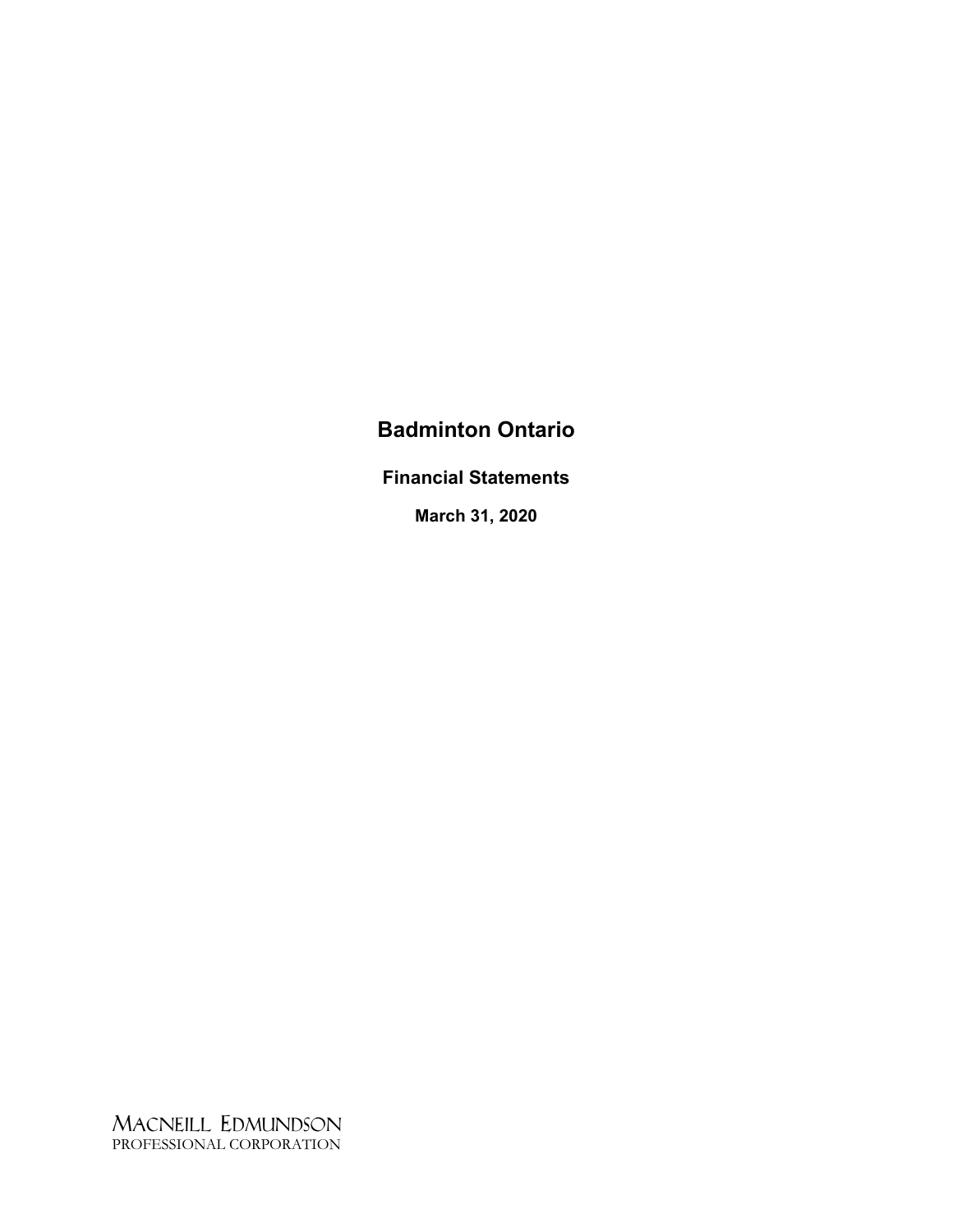# Badminton Ontario

## Financial Statements

### March 31, 2020

MACNEILL EDMUNDSON
PROFESSIONAL CORPORATION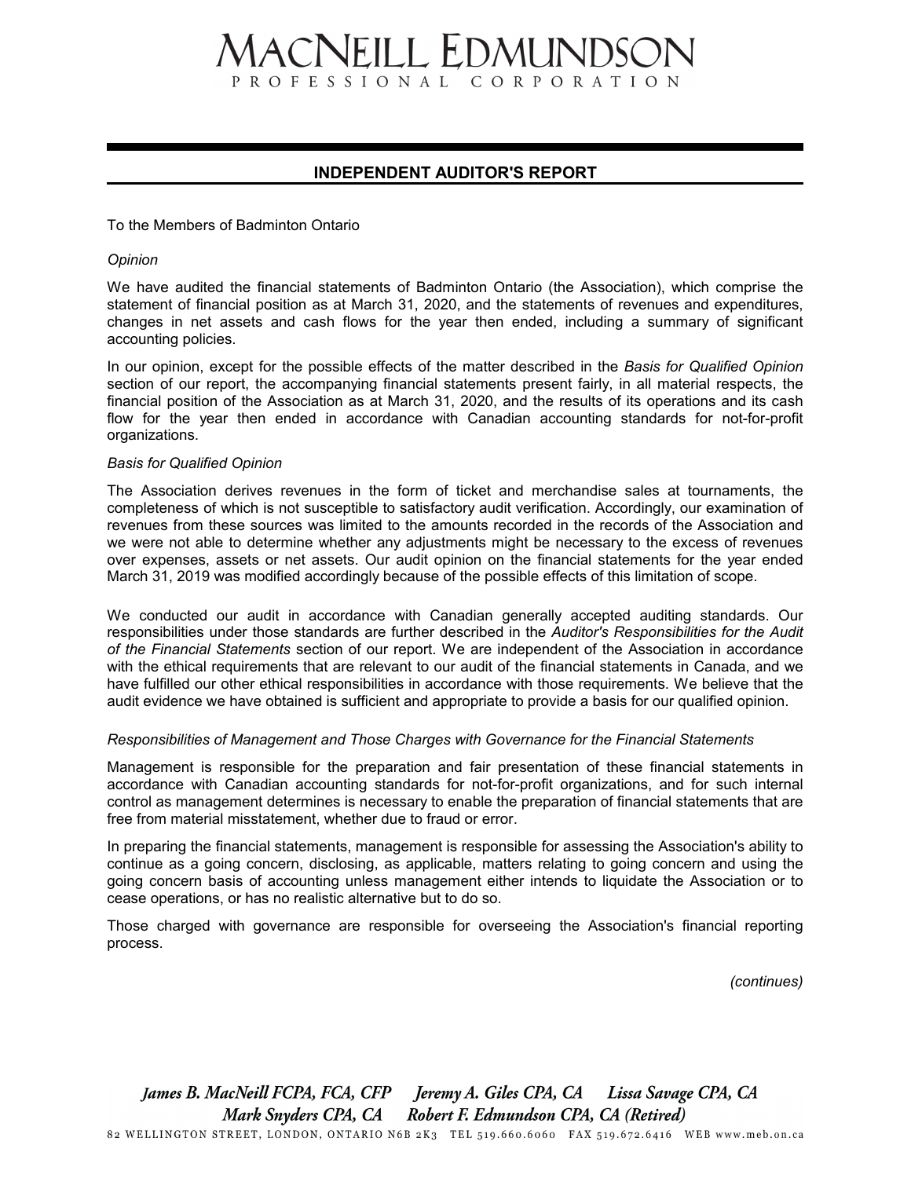# MACNEILL EDMUNDSON
PROFESSIONAL CORPORATION

## INDEPENDENT AUDITOR'S REPORT

To the Members of Badminton Ontario

*Opinion*

We have audited the financial statements of Badminton Ontario (the Association), which comprise the statement of financial position as at March 31, 2020, and the statements of revenues and expenditures, changes in net assets and cash flows for the year then ended, including a summary of significant accounting policies.

In our opinion, except for the possible effects of the matter described in the *Basis for Qualified Opinion* section of our report, the accompanying financial statements present fairly, in all material respects, the financial position of the Association as at March 31, 2020, and the results of its operations and its cash flow for the year then ended in accordance with Canadian accounting standards for not-for-profit organizations.

*Basis for Qualified Opinion*

The Association derives revenues in the form of ticket and merchandise sales at tournaments, the completeness of which is not susceptible to satisfactory audit verification. Accordingly, our examination of revenues from these sources was limited to the amounts recorded in the records of the Association and we were not able to determine whether any adjustments might be necessary to the excess of revenues over expenses, assets or net assets. Our audit opinion on the financial statements for the year ended March 31, 2019 was modified accordingly because of the possible effects of this limitation of scope.

We conducted our audit in accordance with Canadian generally accepted auditing standards. Our responsibilities under those standards are further described in the *Auditor's Responsibilities for the Audit of the Financial Statements* section of our report. We are independent of the Association in accordance with the ethical requirements that are relevant to our audit of the financial statements in Canada, and we have fulfilled our other ethical responsibilities in accordance with those requirements. We believe that the audit evidence we have obtained is sufficient and appropriate to provide a basis for our qualified opinion.

*Responsibilities of Management and Those Charges with Governance for the Financial Statements*

Management is responsible for the preparation and fair presentation of these financial statements in accordance with Canadian accounting standards for not-for-profit organizations, and for such internal control as management determines is necessary to enable the preparation of financial statements that are free from material misstatement, whether due to fraud or error.

In preparing the financial statements, management is responsible for assessing the Association's ability to continue as a going concern, disclosing, as applicable, matters relating to going concern and using the going concern basis of accounting unless management either intends to liquidate the Association or to cease operations, or has no realistic alternative but to do so.

Those charged with governance are responsible for overseeing the Association's financial reporting process.

*(continues)*

*James B. MacNeill FCPA, FCA, CFP　Jeremy A. Giles CPA, CA　Lissa Savage CPA, CA*
*Mark Snyders CPA, CA　Robert F. Edmundson CPA, CA (Retired)*

82 WELLINGTON STREET, LONDON, ONTARIO N6B 2K3 TEL 519.660.6060 FAX 519.672.6416 WEB www.meb.on.ca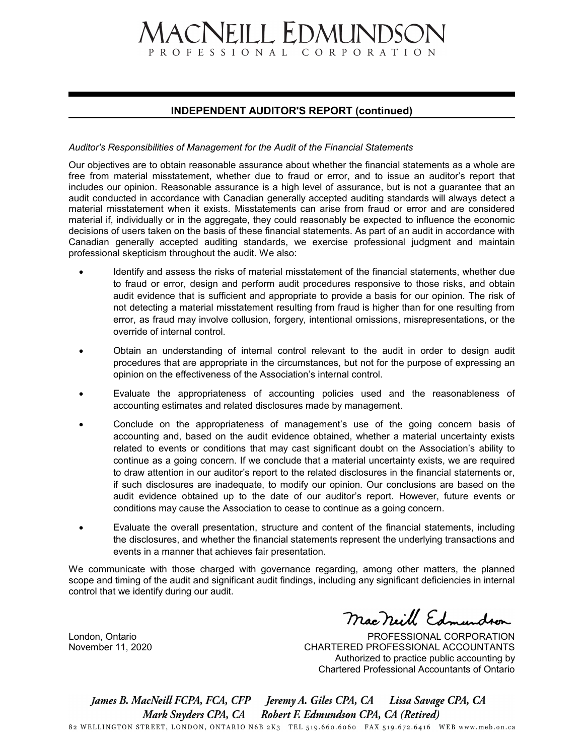# MACNEILL EDMUNDSON
PROFESSIONAL CORPORATION

## INDEPENDENT AUDITOR'S REPORT (continued)

*Auditor's Responsibilities of Management for the Audit of the Financial Statements*

Our objectives are to obtain reasonable assurance about whether the financial statements as a whole are free from material misstatement, whether due to fraud or error, and to issue an auditor's report that includes our opinion. Reasonable assurance is a high level of assurance, but is not a guarantee that an audit conducted in accordance with Canadian generally accepted auditing standards will always detect a material misstatement when it exists. Misstatements can arise from fraud or error and are considered material if, individually or in the aggregate, they could reasonably be expected to influence the economic decisions of users taken on the basis of these financial statements. As part of an audit in accordance with Canadian generally accepted auditing standards, we exercise professional judgment and maintain professional skepticism throughout the audit. We also:

- Identify and assess the risks of material misstatement of the financial statements, whether due to fraud or error, design and perform audit procedures responsive to those risks, and obtain audit evidence that is sufficient and appropriate to provide a basis for our opinion. The risk of not detecting a material misstatement resulting from fraud is higher than for one resulting from error, as fraud may involve collusion, forgery, intentional omissions, misrepresentations, or the override of internal control.

- Obtain an understanding of internal control relevant to the audit in order to design audit procedures that are appropriate in the circumstances, but not for the purpose of expressing an opinion on the effectiveness of the Association's internal control.

- Evaluate the appropriateness of accounting policies used and the reasonableness of accounting estimates and related disclosures made by management.

- Conclude on the appropriateness of management's use of the going concern basis of accounting and, based on the audit evidence obtained, whether a material uncertainty exists related to events or conditions that may cast significant doubt on the Association's ability to continue as a going concern. If we conclude that a material uncertainty exists, we are required to draw attention in our auditor's report to the related disclosures in the financial statements or, if such disclosures are inadequate, to modify our opinion. Our conclusions are based on the audit evidence obtained up to the date of our auditor's report. However, future events or conditions may cause the Association to cease to continue as a going concern.

- Evaluate the overall presentation, structure and content of the financial statements, including the disclosures, and whether the financial statements represent the underlying transactions and events in a manner that achieves fair presentation.

We communicate with those charged with governance regarding, among other matters, the planned scope and timing of the audit and significant audit findings, including any significant deficiencies in internal control that we identify during our audit.

MacNeill Edmundson

London, Ontario
November 11, 2020

PROFESSIONAL CORPORATION
CHARTERED PROFESSIONAL ACCOUNTANTS
Authorized to practice public accounting by
Chartered Professional Accountants of Ontario

*James B. MacNeill FCPA, FCA, CFP  Jeremy A. Giles CPA, CA  Lissa Savage CPA, CA*
*Mark Snyders CPA, CA  Robert F. Edmundson CPA, CA (Retired)*

82 WELLINGTON STREET, LONDON, ONTARIO N6B 2K3 TEL 519.660.6060 FAX 519.672.6416 WEB www.meb.on.ca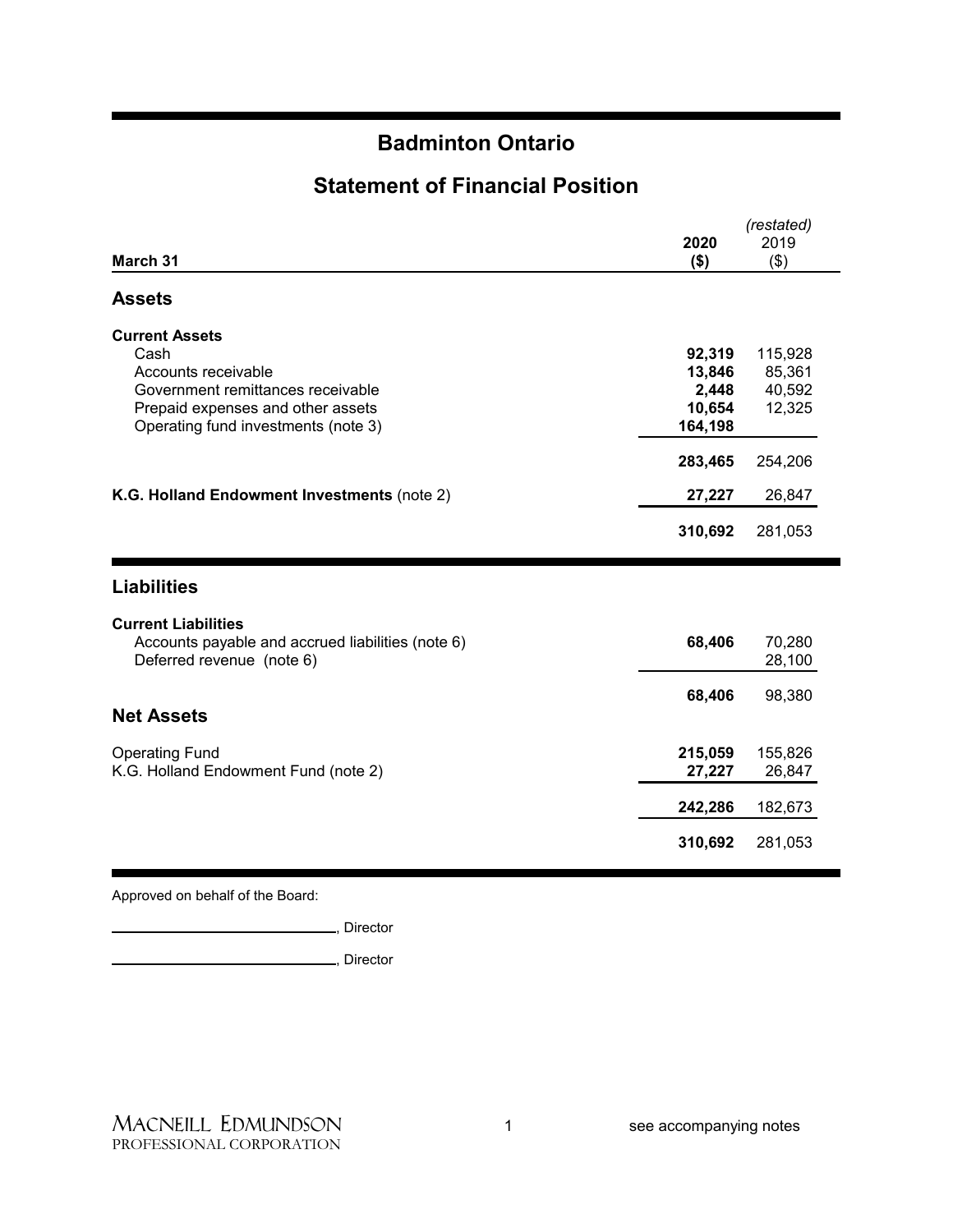# Badminton Ontario

## Statement of Financial Position

| March 31 | 2020 ($) | (restated) 2019 ($) |
|---|---|---|
| **Assets** | | |
| **Current Assets** | | |
| Cash | **92,319** | 115,928 |
| Accounts receivable | **13,846** | 85,361 |
| Government remittances receivable | **2,448** | 40,592 |
| Prepaid expenses and other assets | **10,654** | 12,325 |
| Operating fund investments (note 3) | **164,198** | |
| | **283,465** | 254,206 |
| **K.G. Holland Endowment Investments** (note 2) | **27,227** | 26,847 |
| | **310,692** | 281,053 |
| **Liabilities** | | |
| **Current Liabilities** | | |
| Accounts payable and accrued liabilities (note 6) | **68,406** | 70,280 |
| Deferred revenue (note 6) | | 28,100 |
| | **68,406** | 98,380 |
| **Net Assets** | | |
| Operating Fund | **215,059** | 155,826 |
| K.G. Holland Endowment Fund (note 2) | **27,227** | 26,847 |
| | **242,286** | 182,673 |
| | **310,692** | 281,053 |

Approved on behalf of the Board:

\_\_\_\_\_\_\_\_\_\_\_\_\_\_\_\_\_\_\_\_\_\_\_\_\_\_\_\_, Director

\_\_\_\_\_\_\_\_\_\_\_\_\_\_\_\_\_\_\_\_\_\_\_\_\_\_\_\_, Director

MACNEILL EDMUNDSON PROFESSIONAL CORPORATION

see accompanying notes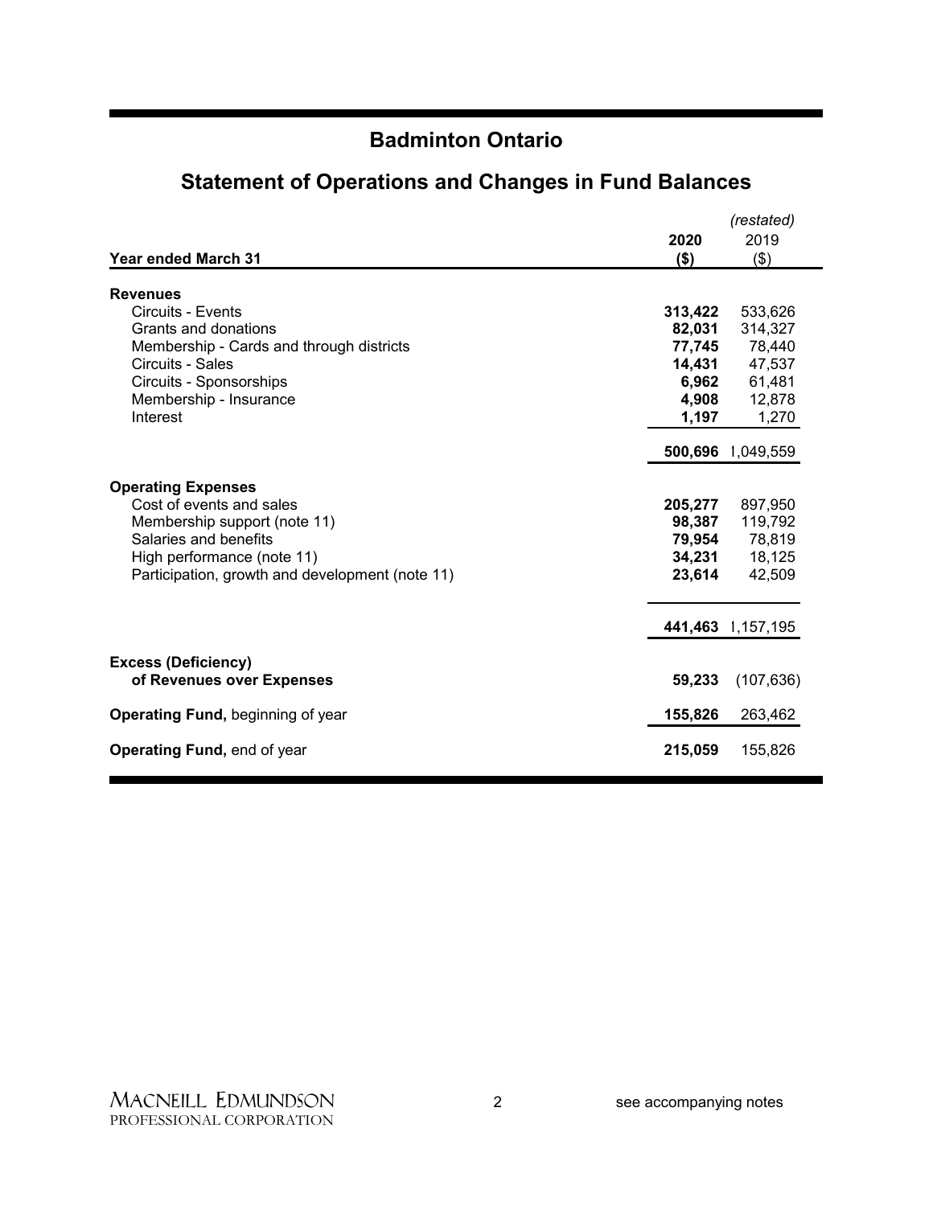# Badminton Ontario

## Statement of Operations and Changes in Fund Balances

| Year ended March 31 | 2020 ($) | *(restated)* 2019 ($) |
|---|---|---|
| **Revenues** | | |
| Circuits - Events | **313,422** | 533,626 |
| Grants and donations | **82,031** | 314,327 |
| Membership - Cards and through districts | **77,745** | 78,440 |
| Circuits - Sales | **14,431** | 47,537 |
| Circuits - Sponsorships | **6,962** | 61,481 |
| Membership - Insurance | **4,908** | 12,878 |
| Interest | **1,197** | 1,270 |
| | **500,696** | 1,049,559 |
| **Operating Expenses** | | |
| Cost of events and sales | **205,277** | 897,950 |
| Membership support (note 11) | **98,387** | 119,792 |
| Salaries and benefits | **79,954** | 78,819 |
| High performance (note 11) | **34,231** | 18,125 |
| Participation, growth and development (note 11) | **23,614** | 42,509 |
| | **441,463** | 1,157,195 |
| **Excess (Deficiency) of Revenues over Expenses** | **59,233** | (107,636) |
| **Operating Fund,** beginning of year | **155,826** | 263,462 |
| **Operating Fund,** end of year | **215,059** | 155,826 |

MACNEILL EDMUNDSON PROFESSIONAL CORPORATION

see accompanying notes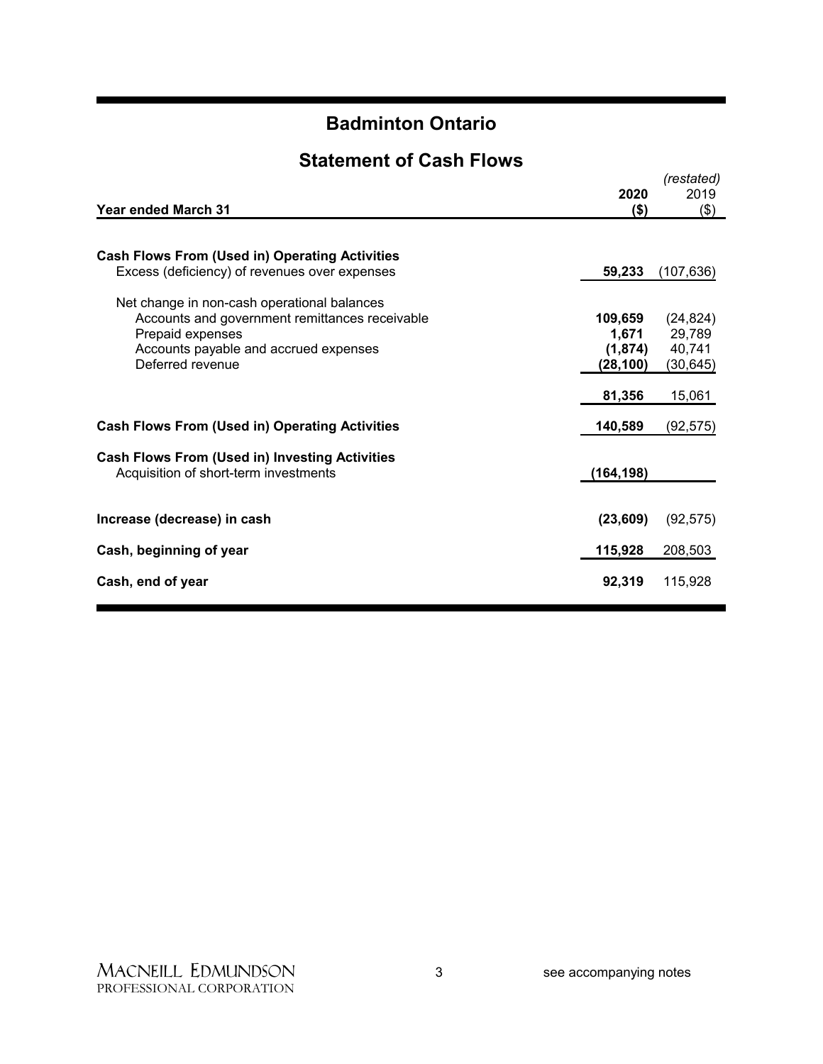# Badminton Ontario

## Statement of Cash Flows

| Year ended March 31 | **2020 ($)** | *(restated)* 2019 ($) |
|---|---|---|
| **Cash Flows From (Used in) Operating Activities** | | |
| Excess (deficiency) of revenues over expenses | **59,233** | (107,636) |
| Net change in non-cash operational balances | | |
| Accounts and government remittances receivable | **109,659** | (24,824) |
| Prepaid expenses | **1,671** | 29,789 |
| Accounts payable and accrued expenses | **(1,874)** | 40,741 |
| Deferred revenue | **(28,100)** | (30,645) |
| | **81,356** | 15,061 |
| **Cash Flows From (Used in) Operating Activities** | **140,589** | (92,575) |
| **Cash Flows From (Used in) Investing Activities** | | |
| Acquisition of short-term investments | **(164,198)** | |
| **Increase (decrease) in cash** | **(23,609)** | (92,575) |
| **Cash, beginning of year** | **115,928** | 208,503 |
| **Cash, end of year** | **92,319** | 115,928 |

MacNeill Edmundson Professional Corporation

see accompanying notes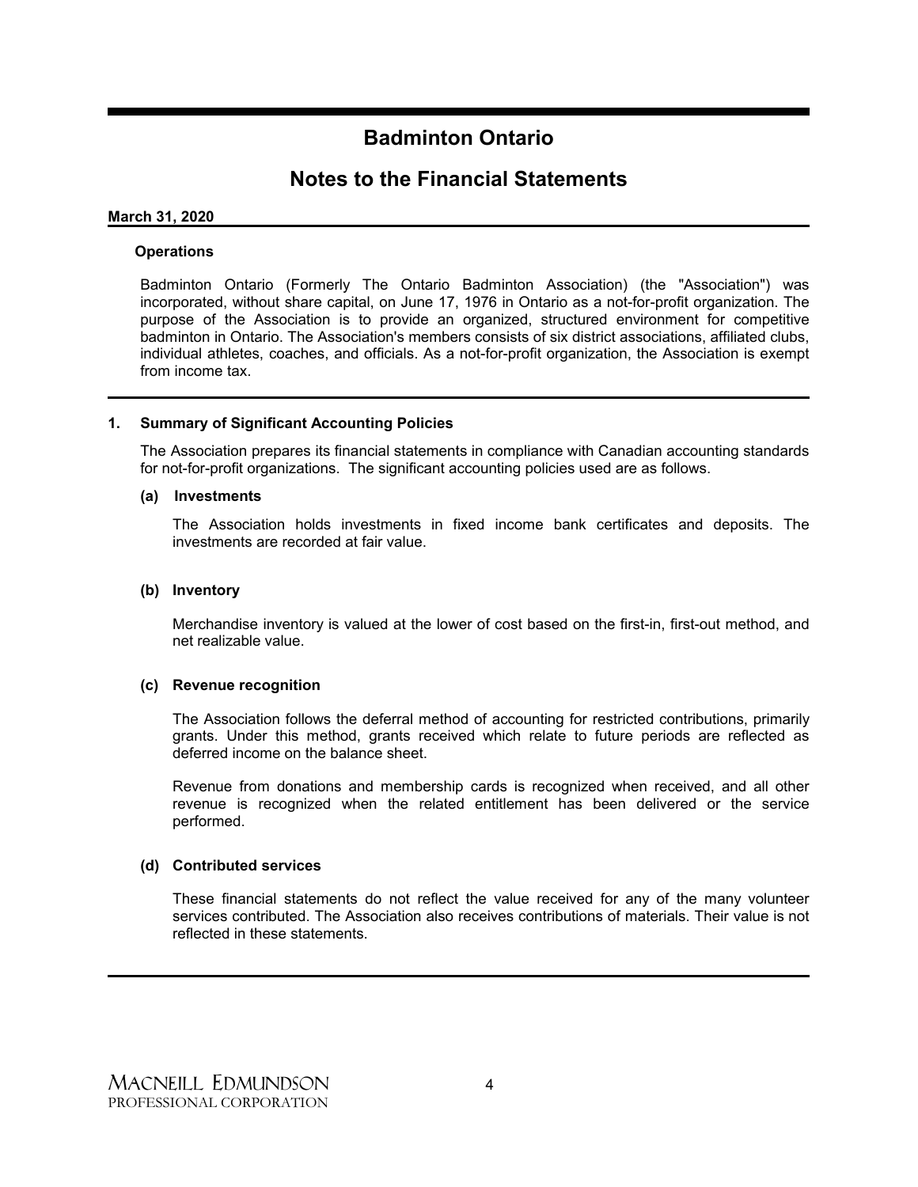# Badminton Ontario

## Notes to the Financial Statements

**March 31, 2020**

**Operations**

Badminton Ontario (Formerly The Ontario Badminton Association) (the "Association") was incorporated, without share capital, on June 17, 1976 in Ontario as a not-for-profit organization. The purpose of the Association is to provide an organized, structured environment for competitive badminton in Ontario. The Association's members consists of six district associations, affiliated clubs, individual athletes, coaches, and officials. As a not-for-profit organization, the Association is exempt from income tax.

### 1. Summary of Significant Accounting Policies

The Association prepares its financial statements in compliance with Canadian accounting standards for not-for-profit organizations. The significant accounting policies used are as follows.

#### (a) Investments

The Association holds investments in fixed income bank certificates and deposits. The investments are recorded at fair value.

#### (b) Inventory

Merchandise inventory is valued at the lower of cost based on the first-in, first-out method, and net realizable value.

#### (c) Revenue recognition

The Association follows the deferral method of accounting for restricted contributions, primarily grants. Under this method, grants received which relate to future periods are reflected as deferred income on the balance sheet.

Revenue from donations and membership cards is recognized when received, and all other revenue is recognized when the related entitlement has been delivered or the service performed.

#### (d) Contributed services

These financial statements do not reflect the value received for any of the many volunteer services contributed. The Association also receives contributions of materials. Their value is not reflected in these statements.

MACNEILL EDMUNDSON
PROFESSIONAL CORPORATION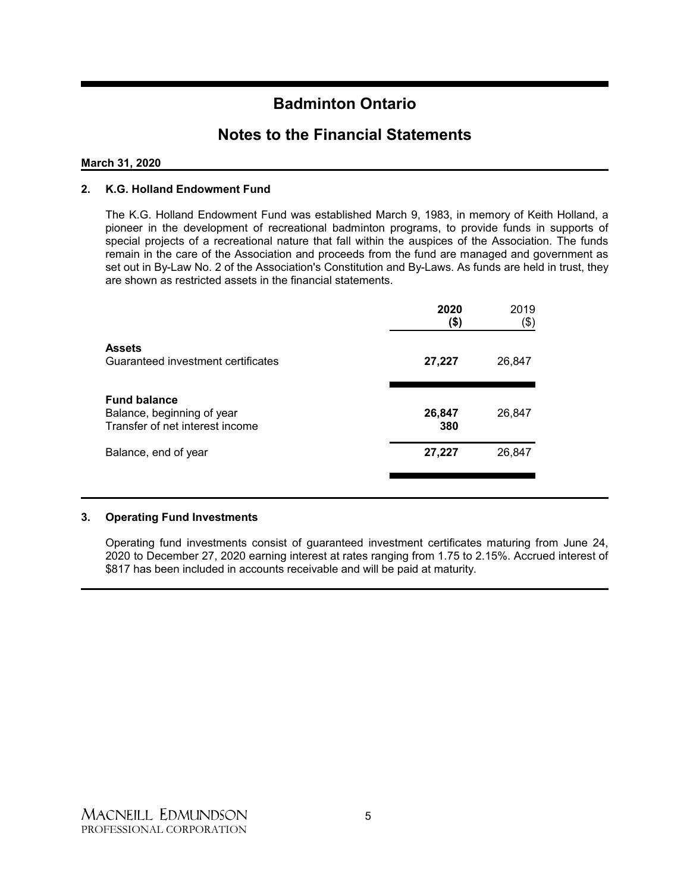# Badminton Ontario

## Notes to the Financial Statements

**March 31, 2020**

### 2. K.G. Holland Endowment Fund

The K.G. Holland Endowment Fund was established March 9, 1983, in memory of Keith Holland, a pioneer in the development of recreational badminton programs, to provide funds in supports of special projects of a recreational nature that fall within the auspices of the Association. The funds remain in the care of the Association and proceeds from the fund are managed and government as set out in By-Law No. 2 of the Association's Constitution and By-Laws. As funds are held in trust, they are shown as restricted assets in the financial statements.

| | **2020 ($)** | 2019 ($) |
|---|---|---|
| **Assets** | | |
| Guaranteed investment certificates | **27,227** | 26,847 |
| **Fund balance** | | |
| Balance, beginning of year | **26,847** | 26,847 |
| Transfer of net interest income | **380** | |
| Balance, end of year | **27,227** | 26,847 |

### 3. Operating Fund Investments

Operating fund investments consist of guaranteed investment certificates maturing from June 24, 2020 to December 27, 2020 earning interest at rates ranging from 1.75 to 2.15%. Accrued interest of $817 has been included in accounts receivable and will be paid at maturity.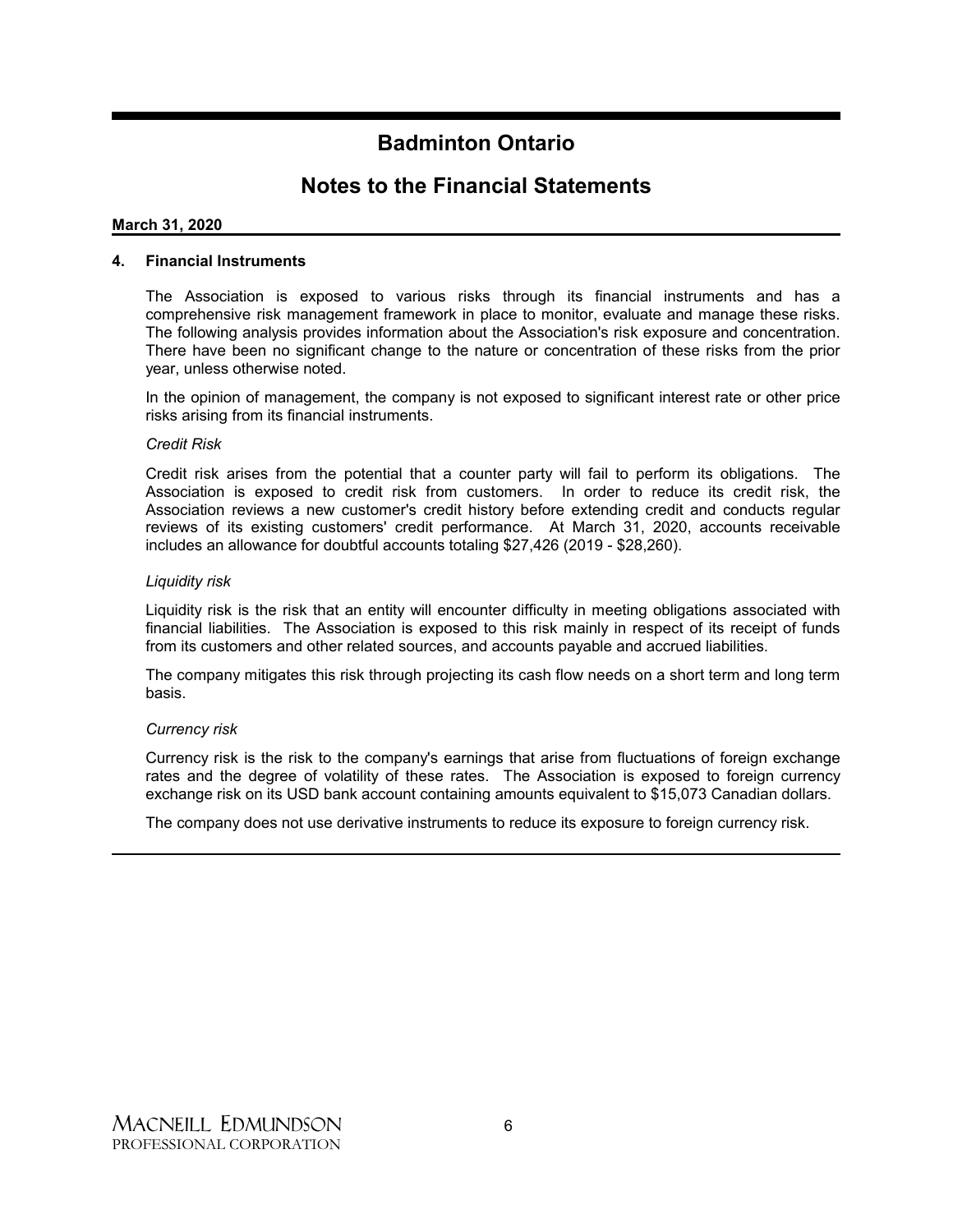# Badminton Ontario

## Notes to the Financial Statements

**March 31, 2020**

### 4. Financial Instruments

The Association is exposed to various risks through its financial instruments and has a comprehensive risk management framework in place to monitor, evaluate and manage these risks. The following analysis provides information about the Association's risk exposure and concentration. There have been no significant change to the nature or concentration of these risks from the prior year, unless otherwise noted.

In the opinion of management, the company is not exposed to significant interest rate or other price risks arising from its financial instruments.

*Credit Risk*

Credit risk arises from the potential that a counter party will fail to perform its obligations. The Association is exposed to credit risk from customers. In order to reduce its credit risk, the Association reviews a new customer's credit history before extending credit and conducts regular reviews of its existing customers' credit performance. At March 31, 2020, accounts receivable includes an allowance for doubtful accounts totaling $27,426 (2019 - $28,260).

*Liquidity risk*

Liquidity risk is the risk that an entity will encounter difficulty in meeting obligations associated with financial liabilities. The Association is exposed to this risk mainly in respect of its receipt of funds from its customers and other related sources, and accounts payable and accrued liabilities.

The company mitigates this risk through projecting its cash flow needs on a short term and long term basis.

*Currency risk*

Currency risk is the risk to the company's earnings that arise from fluctuations of foreign exchange rates and the degree of volatility of these rates. The Association is exposed to foreign currency exchange risk on its USD bank account containing amounts equivalent to $15,073 Canadian dollars.

The company does not use derivative instruments to reduce its exposure to foreign currency risk.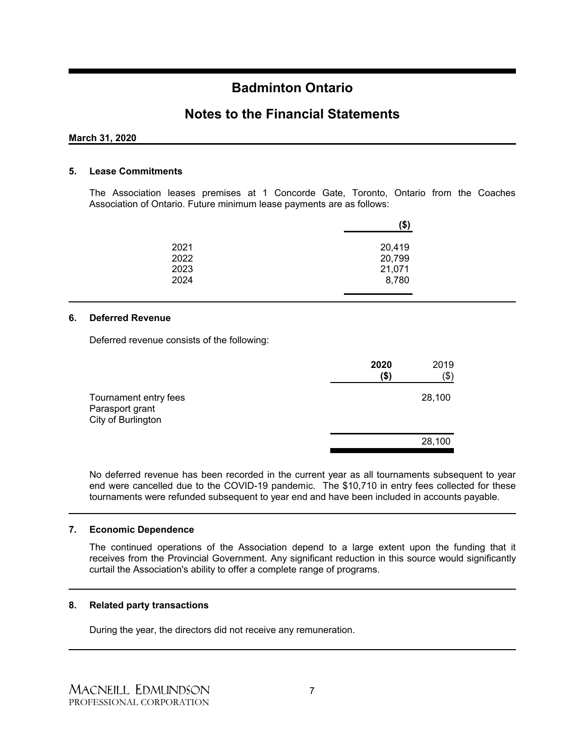# Badminton Ontario

## Notes to the Financial Statements

**March 31, 2020**

### 5. Lease Commitments

The Association leases premises at 1 Concorde Gate, Toronto, Ontario from the Coaches Association of Ontario. Future minimum lease payments are as follows:

| | ($) |
|---|---|
| 2021 | 20,419 |
| 2022 | 20,799 |
| 2023 | 21,071 |
| 2024 | 8,780 |

### 6. Deferred Revenue

Deferred revenue consists of the following:

| | 2020 ($) | 2019 ($) |
|---|---|---|
| Tournament entry fees | | 28,100 |
| Parasport grant | | |
| City of Burlington | | |
| | | 28,100 |

No deferred revenue has been recorded in the current year as all tournaments subsequent to year end were cancelled due to the COVID-19 pandemic. The $10,710 in entry fees collected for these tournaments were refunded subsequent to year end and have been included in accounts payable.

### 7. Economic Dependence

The continued operations of the Association depend to a large extent upon the funding that it receives from the Provincial Government. Any significant reduction in this source would significantly curtail the Association's ability to offer a complete range of programs.

### 8. Related party transactions

During the year, the directors did not receive any remuneration.

MACNEILL EDMUNDSON
PROFESSIONAL CORPORATION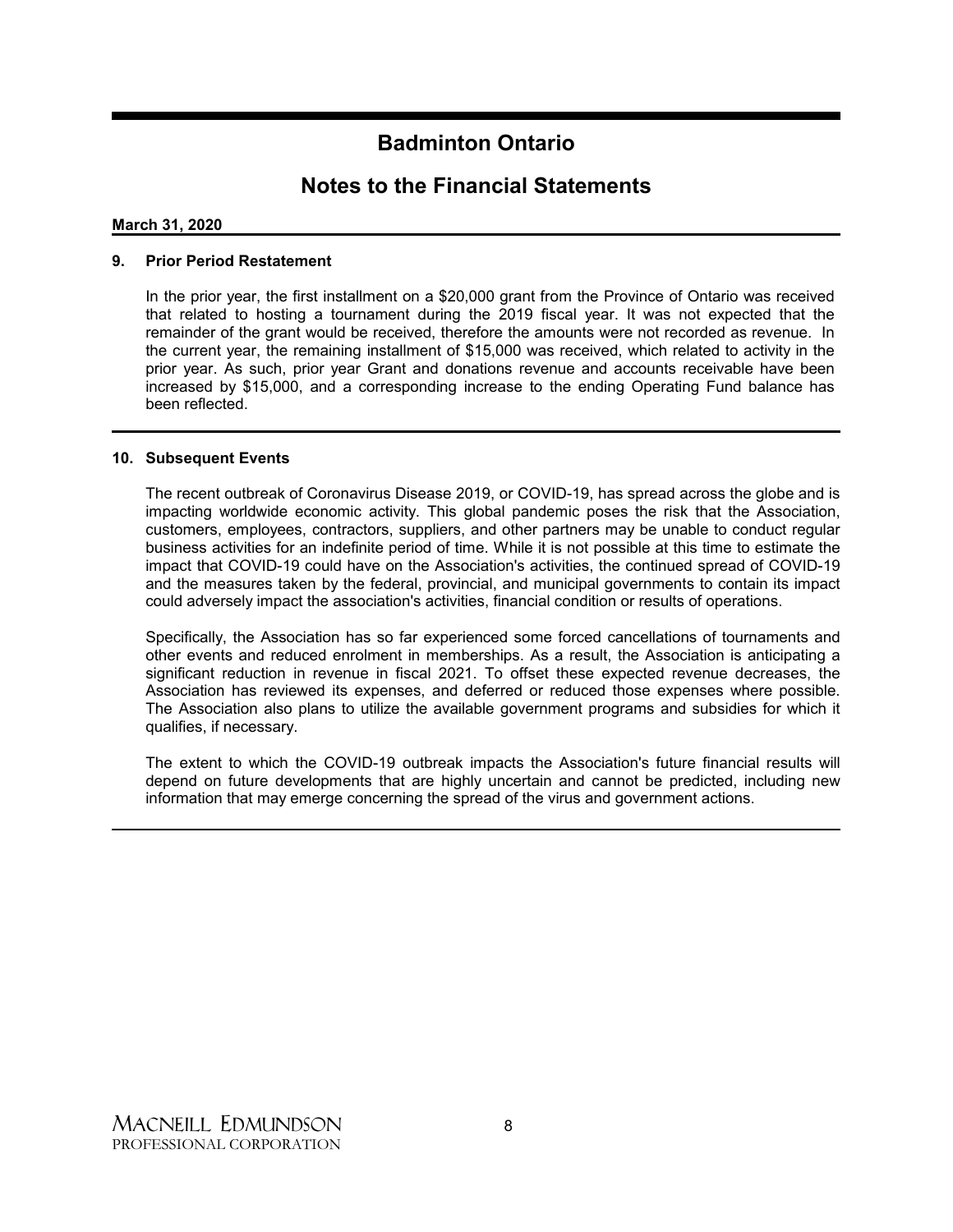# Badminton Ontario

## Notes to the Financial Statements

**March 31, 2020**

### 9. Prior Period Restatement

In the prior year, the first installment on a $20,000 grant from the Province of Ontario was received that related to hosting a tournament during the 2019 fiscal year. It was not expected that the remainder of the grant would be received, therefore the amounts were not recorded as revenue. In the current year, the remaining installment of $15,000 was received, which related to activity in the prior year. As such, prior year Grant and donations revenue and accounts receivable have been increased by $15,000, and a corresponding increase to the ending Operating Fund balance has been reflected.

### 10. Subsequent Events

The recent outbreak of Coronavirus Disease 2019, or COVID-19, has spread across the globe and is impacting worldwide economic activity. This global pandemic poses the risk that the Association, customers, employees, contractors, suppliers, and other partners may be unable to conduct regular business activities for an indefinite period of time. While it is not possible at this time to estimate the impact that COVID-19 could have on the Association's activities, the continued spread of COVID-19 and the measures taken by the federal, provincial, and municipal governments to contain its impact could adversely impact the association's activities, financial condition or results of operations.

Specifically, the Association has so far experienced some forced cancellations of tournaments and other events and reduced enrolment in memberships. As a result, the Association is anticipating a significant reduction in revenue in fiscal 2021. To offset these expected revenue decreases, the Association has reviewed its expenses, and deferred or reduced those expenses where possible. The Association also plans to utilize the available government programs and subsidies for which it qualifies, if necessary.

The extent to which the COVID-19 outbreak impacts the Association's future financial results will depend on future developments that are highly uncertain and cannot be predicted, including new information that may emerge concerning the spread of the virus and government actions.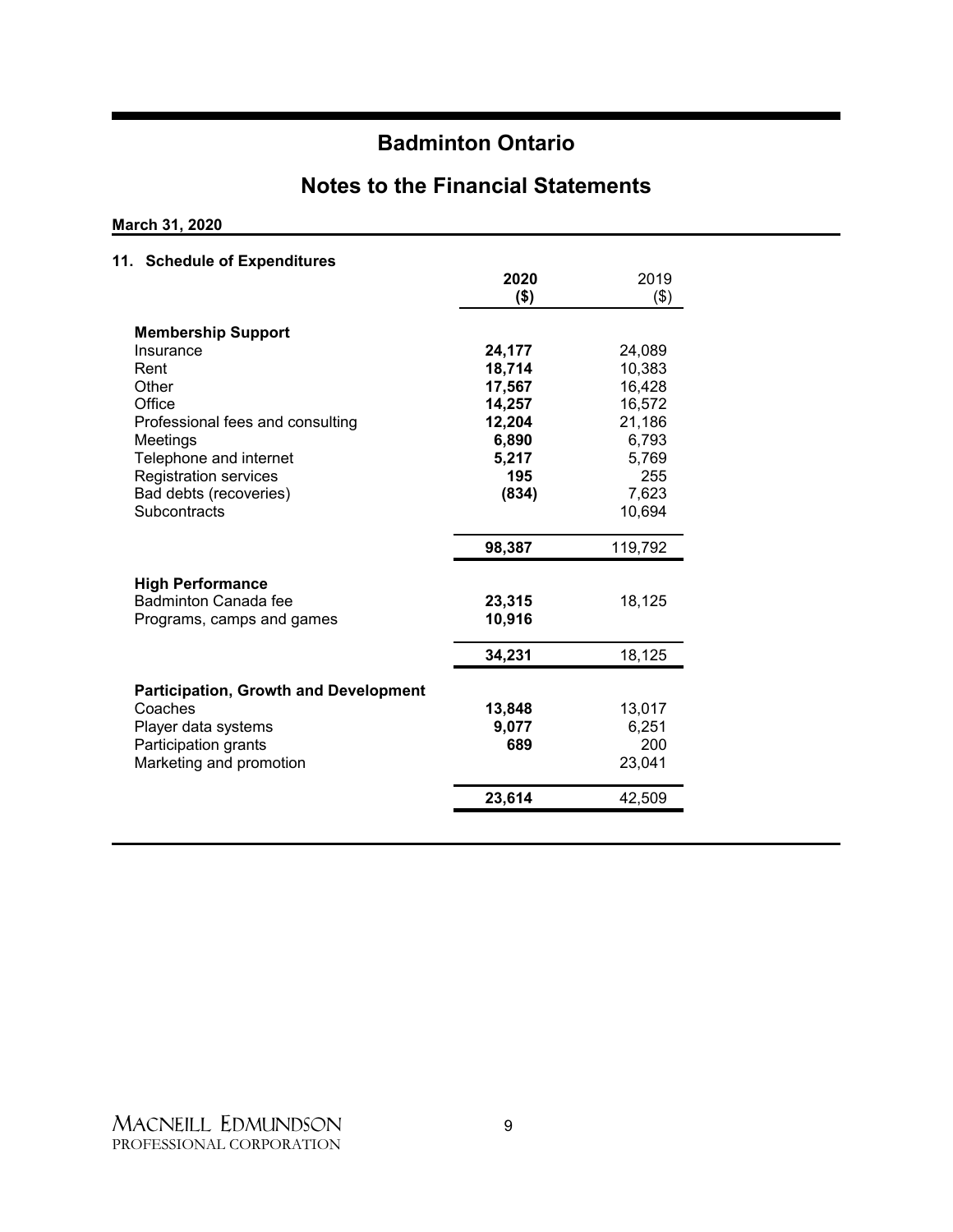# Badminton Ontario

## Notes to the Financial Statements

**March 31, 2020**

### 11. Schedule of Expenditures

| | 2020 ($) | 2019 ($) |
|---|---|---|
| **Membership Support** | | |
| Insurance | **24,177** | 24,089 |
| Rent | **18,714** | 10,383 |
| Other | **17,567** | 16,428 |
| Office | **14,257** | 16,572 |
| Professional fees and consulting | **12,204** | 21,186 |
| Meetings | **6,890** | 6,793 |
| Telephone and internet | **5,217** | 5,769 |
| Registration services | **195** | 255 |
| Bad debts (recoveries) | **(834)** | 7,623 |
| Subcontracts | | 10,694 |
| | **98,387** | 119,792 |
| **High Performance** | | |
| Badminton Canada fee | **23,315** | 18,125 |
| Programs, camps and games | **10,916** | |
| | **34,231** | 18,125 |
| **Participation, Growth and Development** | | |
| Coaches | **13,848** | 13,017 |
| Player data systems | **9,077** | 6,251 |
| Participation grants | **689** | 200 |
| Marketing and promotion | | 23,041 |
| | **23,614** | 42,509 |

MACNEILL EDMUNDSON
PROFESSIONAL CORPORATION